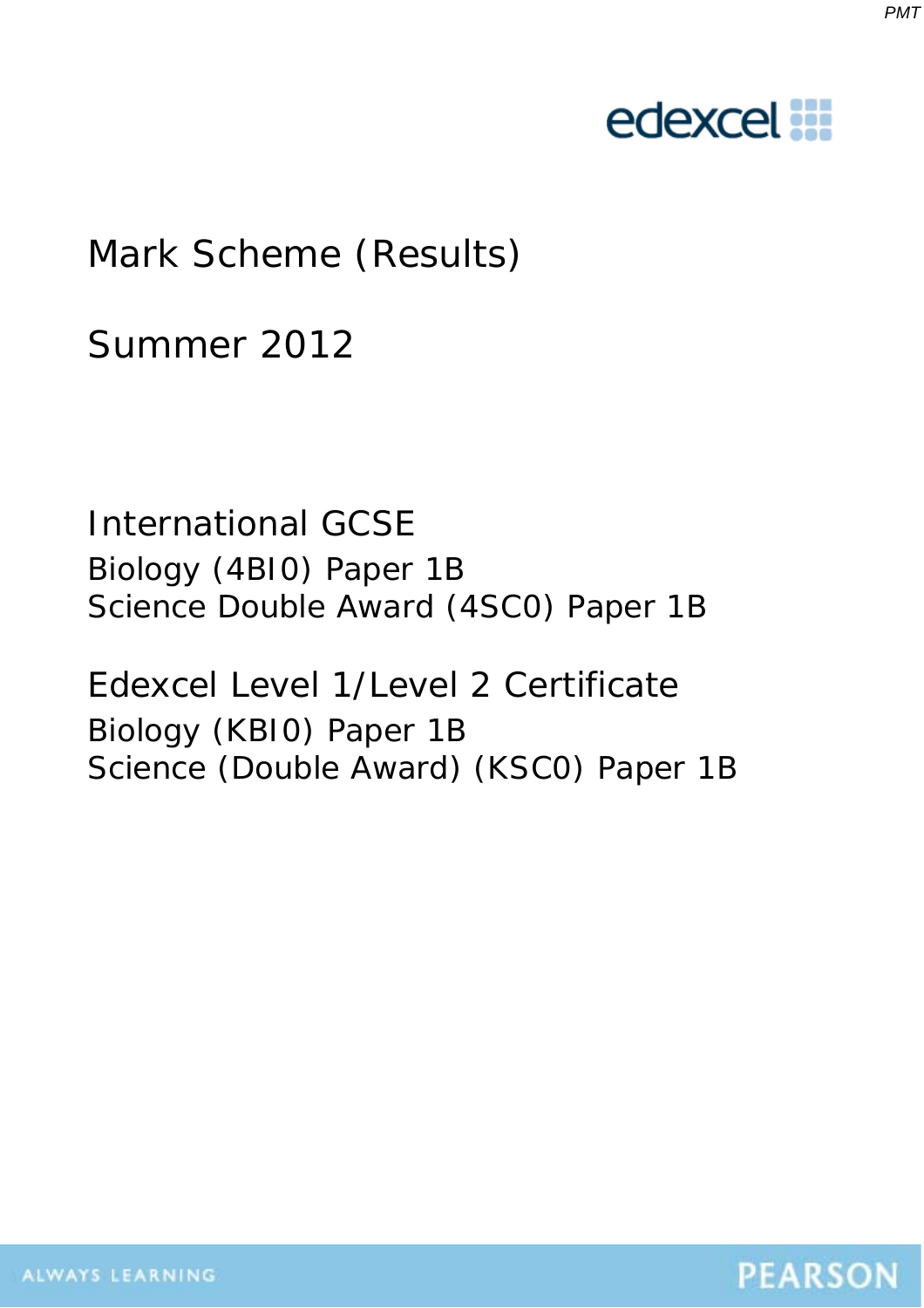# Mark Scheme (Results)

## Summer 2012

## International GCSE

Biology (4BI0) Paper 1B

Science Double Award (4SC0) Paper 1B

## Edexcel Level 1/Level 2 Certificate

Biology (KBI0) Paper 1B

Science (Double Award) (KSC0) Paper 1B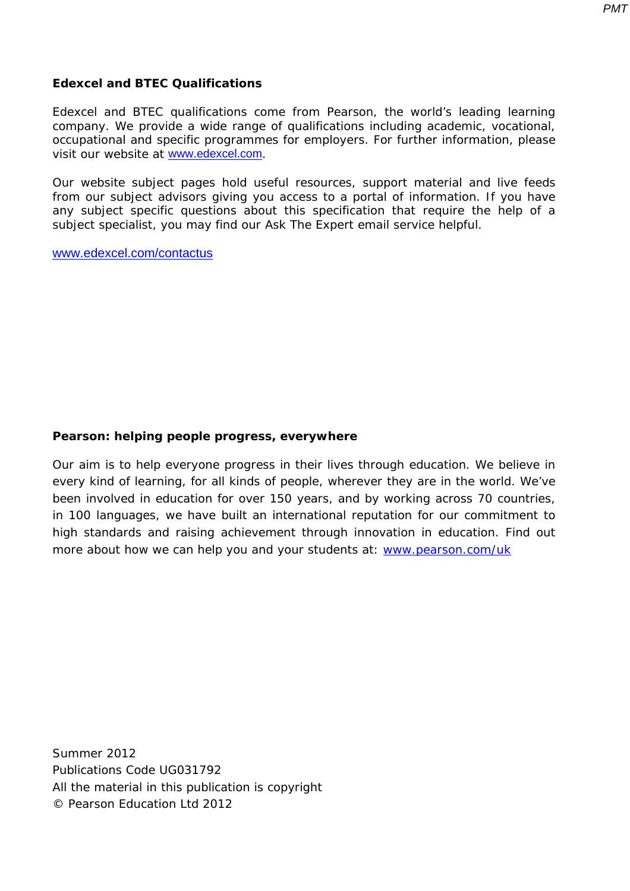**Edexcel and BTEC Qualifications**

Edexcel and BTEC qualifications come from Pearson, the world's leading learning company. We provide a wide range of qualifications including academic, vocational, occupational and specific programmes for employers. For further information, please visit our website at www.edexcel.com.

Our website subject pages hold useful resources, support material and live feeds from our subject advisors giving you access to a portal of information. If you have any subject specific questions about this specification that require the help of a subject specialist, you may find our Ask The Expert email service helpful.

www.edexcel.com/contactus

**Pearson: helping people progress, everywhere**

Our aim is to help everyone progress in their lives through education. We believe in every kind of learning, for all kinds of people, wherever they are in the world. We've been involved in education for over 150 years, and by working across 70 countries, in 100 languages, we have built an international reputation for our commitment to high standards and raising achievement through innovation in education. Find out more about how we can help you and your students at: www.pearson.com/uk

Summer 2012
Publications Code UG031792
All the material in this publication is copyright
© Pearson Education Ltd 2012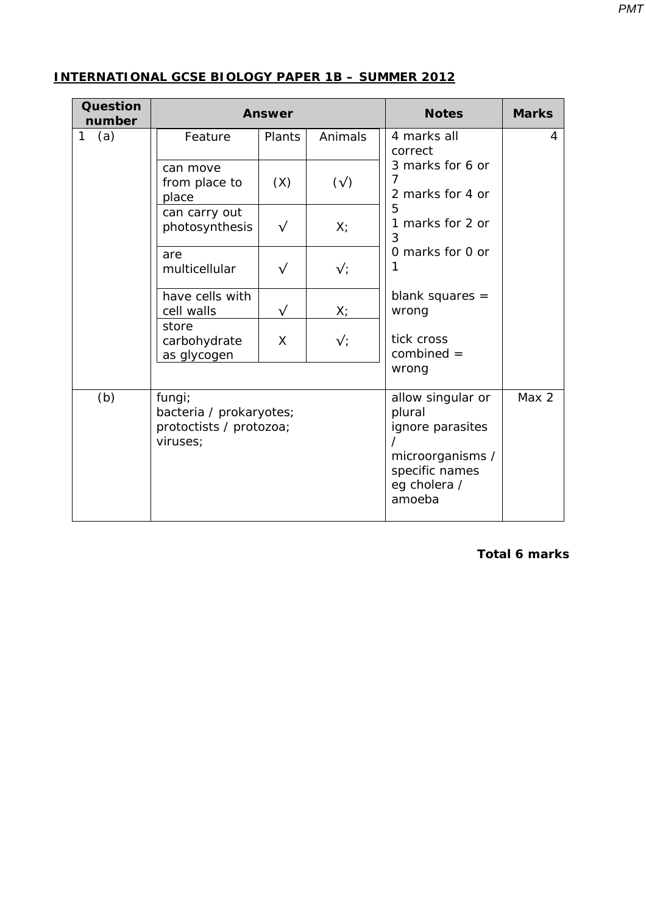## INTERNATIONAL GCSE BIOLOGY PAPER 1B – SUMMER 2012

| Question number | Answer | Notes | Marks |
|---|---|---|---|
| 1 (a) | <table><tr><td>Feature</td><td>Plants</td><td>Animals</td></tr><tr><td>can move from place to place</td><td>(X)</td><td>(√)</td></tr><tr><td>can carry out photosynthesis</td><td>√</td><td>X;</td></tr><tr><td>are multicellular</td><td>√</td><td>√;</td></tr><tr><td>have cells with cell walls</td><td>√</td><td>X;</td></tr><tr><td>store carbohydrate as glycogen</td><td>X</td><td>√;</td></tr></table> | 4 marks all correct<br>3 marks for 6 or 7<br>2 marks for 4 or 5<br>1 marks for 2 or 3<br>0 marks for 0 or 1<br><br>blank squares = wrong<br><br>tick cross combined = wrong | 4 |
| (b) | fungi;<br>bacteria / prokaryotes;<br>protoctists / protozoa;<br>viruses; | allow singular or plural<br>ignore parasites / microorganisms / specific names eg cholera / amoeba | Max 2 |

**Total 6 marks**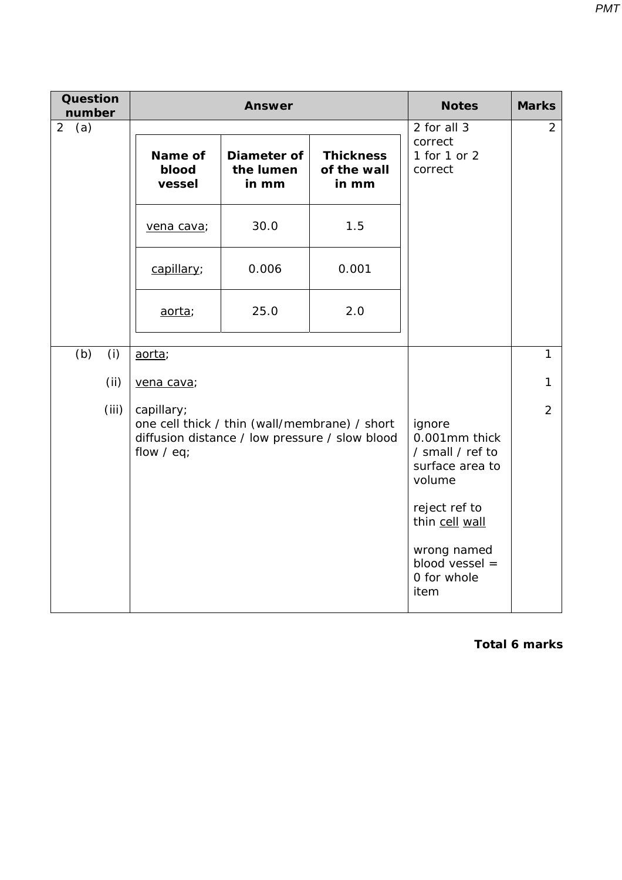| Question number | Answer | Notes | Marks |
|---|---|---|---|
| 2 (a) | *(see table below)* | 2 for all 3 correct<br>1 for 1 or 2 correct | 2 |
| (b) (i) | aorta; | | 1 |
| (ii) | vena cava; | | 1 |
| (iii) | capillary;<br>one cell thick / thin (wall/membrane) / short diffusion distance / low pressure / slow blood flow / eq; | ignore 0.001mm thick / small / ref to surface area to volume<br><br>reject ref to thin cell wall<br><br>wrong named blood vessel = 0 for whole item | 2 |

| Name of blood vessel | Diameter of the lumen in mm | Thickness of the wall in mm |
|---|---|---|
| vena cava; | 30.0 | 1.5 |
| capillary; | 0.006 | 0.001 |
| aorta; | 25.0 | 2.0 |

**Total 6 marks**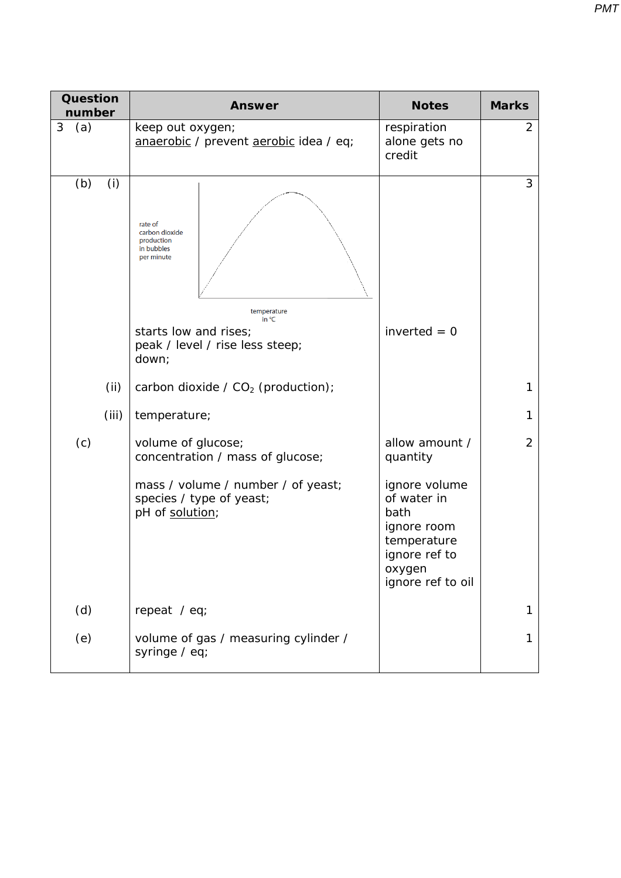| Question number | Answer | Notes | Marks |
|---|---|---|---|
| 3 (a) | keep out oxygen;<br>anaerobic / prevent aerobic idea / eq; | respiration alone gets no credit | 2 |
| (b) (i) | rate of carbon dioxide production in bubbles per minute<br>temperature in °C<br>starts low and rises;<br>peak / level / rise less steep;<br>down; | inverted = 0 | 3 |
| (ii) | carbon dioxide / $CO_2$ (production); | | 1 |
| (iii) | temperature; | | 1 |
| (c) | volume of glucose;<br>concentration / mass of glucose;<br><br>mass / volume / number / of yeast;<br>species / type of yeast;<br>pH of solution; | allow amount / quantity<br><br>ignore volume of water in bath<br>ignore room temperature<br>ignore ref to oxygen<br>ignore ref to oil | 2 |
| (d) | repeat / eq; | | 1 |
| (e) | volume of gas / measuring cylinder / syringe / eq; | | 1 |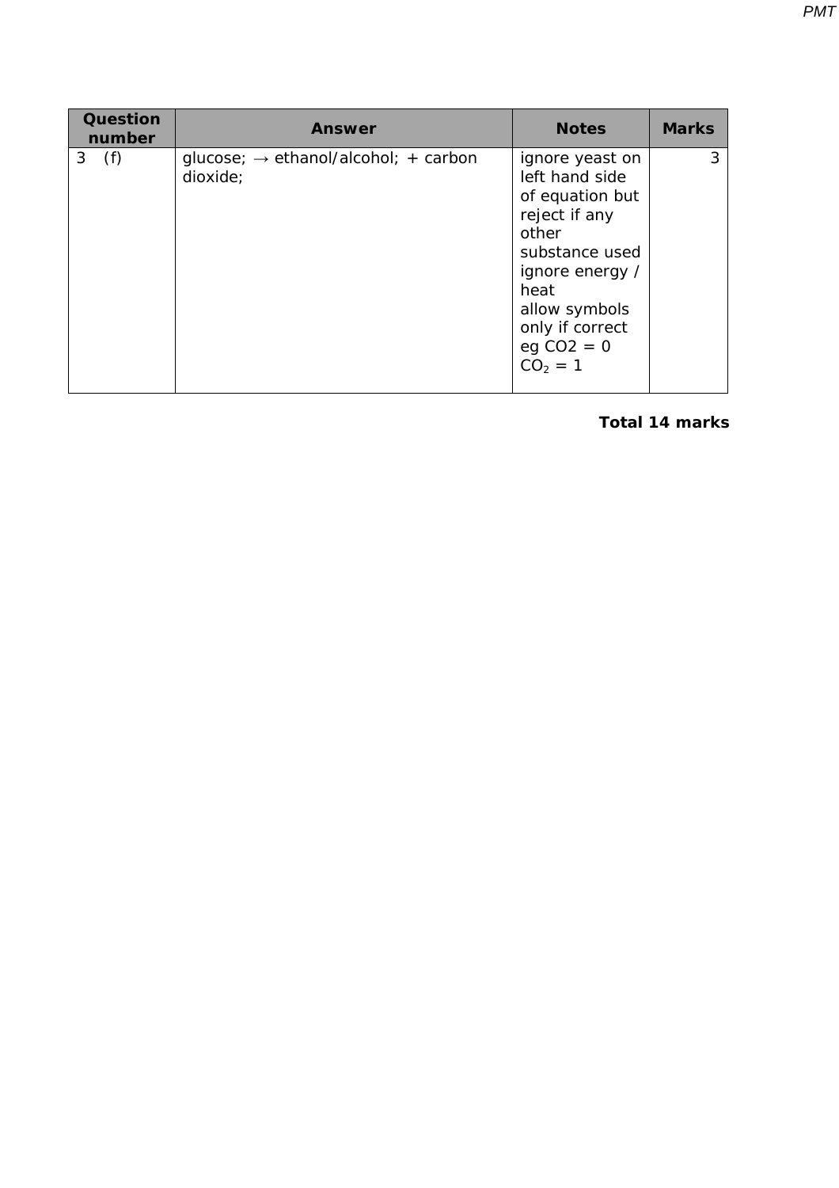| Question number | Answer | Notes | Marks |
|---|---|---|---|
| 3 (f) | glucose; → ethanol/alcohol; + carbon dioxide; | ignore yeast on left hand side of equation but reject if any other substance used<br>ignore energy / heat<br>allow symbols only if correct<br>eg CO2 = 0<br>$CO_2$ = 1 | 3 |

**Total 14 marks**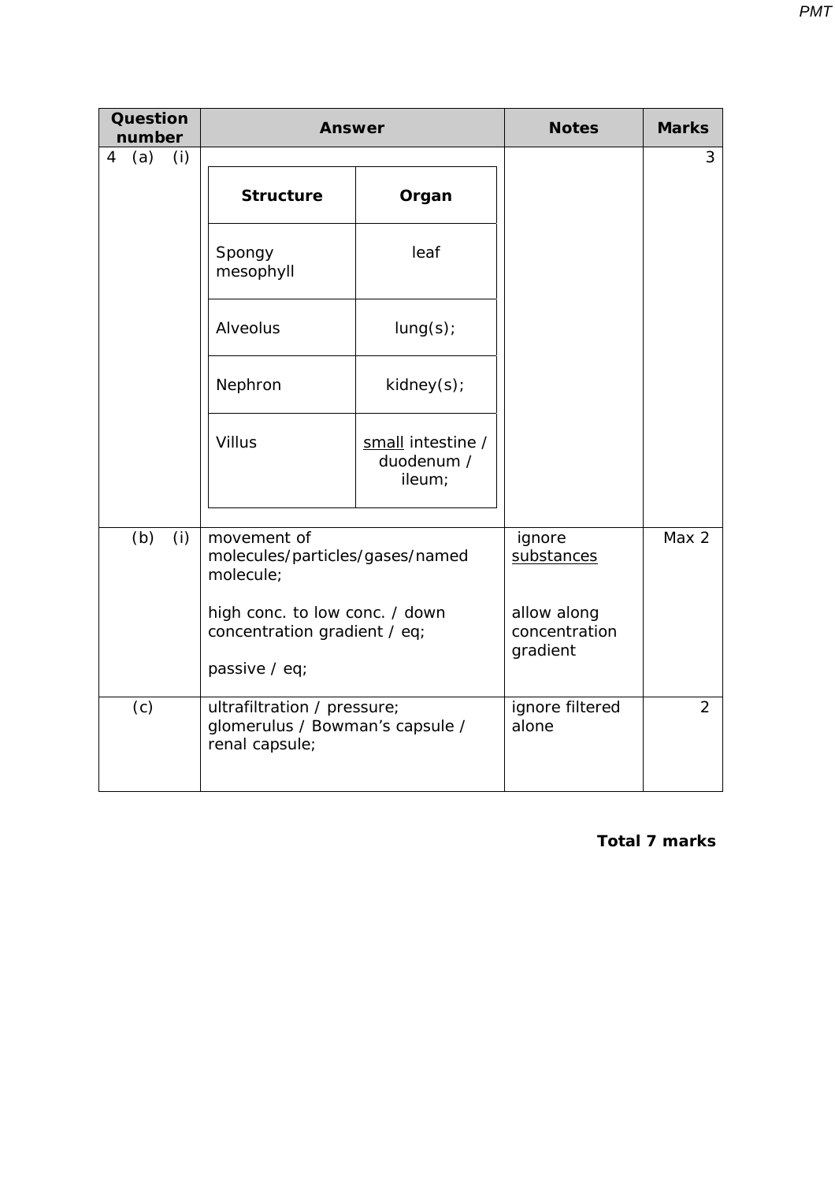| Question number | Answer | Notes | Marks |
|---|---|---|---|
| 4 (a) (i) | **Structure** – **Organ**<br>Spongy mesophyll – leaf<br>Alveolus – lung(s);<br>Nephron – kidney(s);<br>Villus – small intestine / duodenum / ileum; | | 3 |
| (b) (i) | movement of molecules/particles/gases/named molecule;<br><br>high conc. to low conc. / down concentration gradient / eq;<br><br>passive / eq; | ignore substances<br><br>allow along concentration gradient | Max 2 |
| (c) | ultrafiltration / pressure;<br>glomerulus / Bowman's capsule / renal capsule; | ignore filtered alone | 2 |

**Total 7 marks**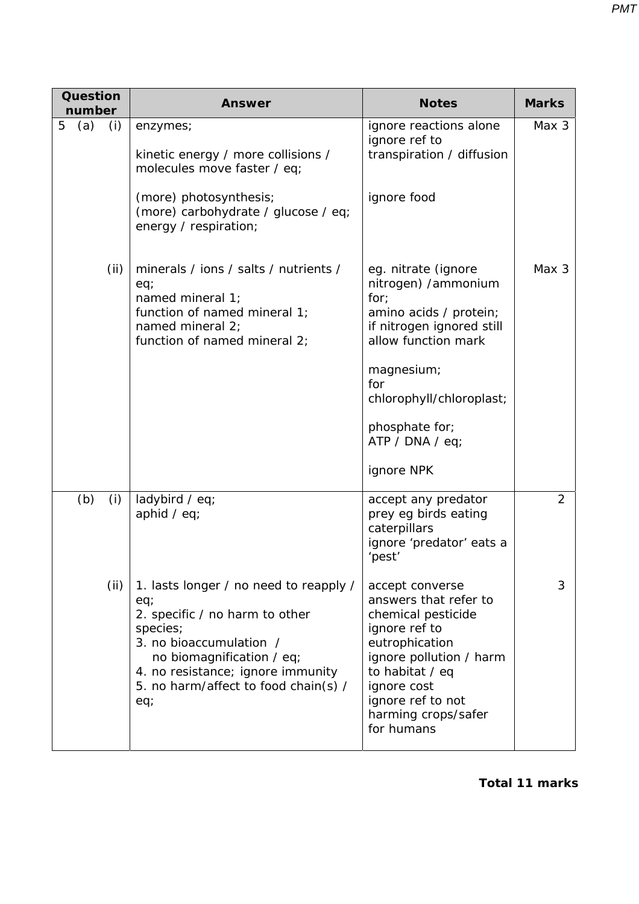| Question number | Answer | Notes | Marks |
|---|---|---|---|
| 5 (a) (i) | enzymes;<br><br>kinetic energy / more collisions / molecules move faster / eq;<br><br>(more) photosynthesis;<br>(more) carbohydrate / glucose / eq;<br>energy / respiration; | ignore reactions alone<br>ignore ref to transpiration / diffusion<br><br>ignore food | Max 3 |
| (ii) | minerals / ions / salts / nutrients / eq;<br>named mineral 1;<br>function of named mineral 1;<br>named mineral 2;<br>function of named mineral 2; | eg. nitrate (ignore nitrogen) /ammonium for;<br>amino acids / protein;<br>if nitrogen ignored still allow function mark<br><br>magnesium;<br>for chlorophyll/chloroplast;<br><br>phosphate for;<br>ATP / DNA / eq;<br><br>ignore NPK | Max 3 |
| (b) (i) | ladybird / eq;<br>aphid / eq; | accept any predator prey eg birds eating caterpillars<br>ignore 'predator' eats a 'pest' | 2 |
| (ii) | 1. lasts longer / no need to reapply / eq;<br>2. specific / no harm to other species;<br>3. no bioaccumulation / no biomagnification / eq;<br>4. no resistance; ignore immunity<br>5. no harm/affect to food chain(s) / eq; | accept converse answers that refer to chemical pesticide<br>ignore ref to eutrophication<br>ignore pollution / harm to habitat / eq<br>ignore cost<br>ignore ref to not harming crops/safer for humans | 3 |

**Total 11 marks**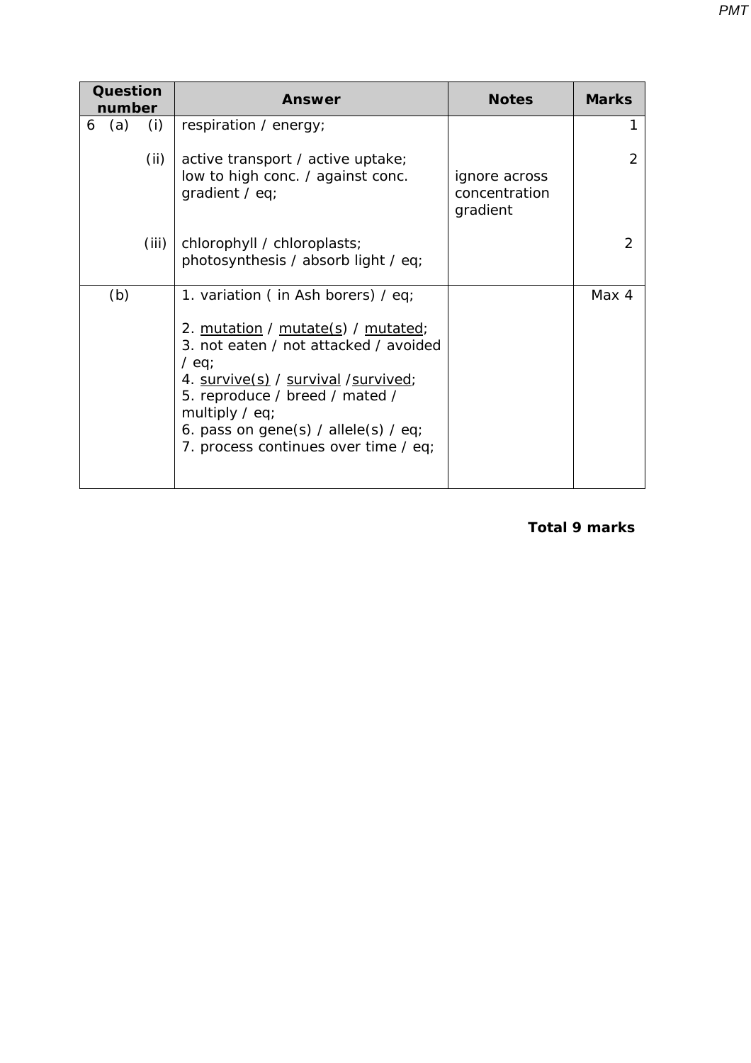| Question number | Answer | Notes | Marks |
|---|---|---|---|
| 6 (a) (i) | respiration / energy; | | 1 |
| (ii) | active transport / active uptake;<br>low to high conc. / against conc. gradient / eq; | ignore across concentration gradient | 2 |
| (iii) | chlorophyll / chloroplasts;<br>photosynthesis / absorb light / eq; | | 2 |
| (b) | 1. variation ( in Ash borers) / eq;<br><br>2. <u>mutation</u> / <u>mutate(s)</u> / <u>mutated</u>;<br>3. not eaten / not attacked / avoided / eq;<br>4. <u>survive(s)</u> / <u>survival</u> /<u>survived</u>;<br>5. reproduce / breed / mated / multiply / eq;<br>6. pass on gene(s) / allele(s) / eq;<br>7. process continues over time / eq; | | Max 4 |

**Total 9 marks**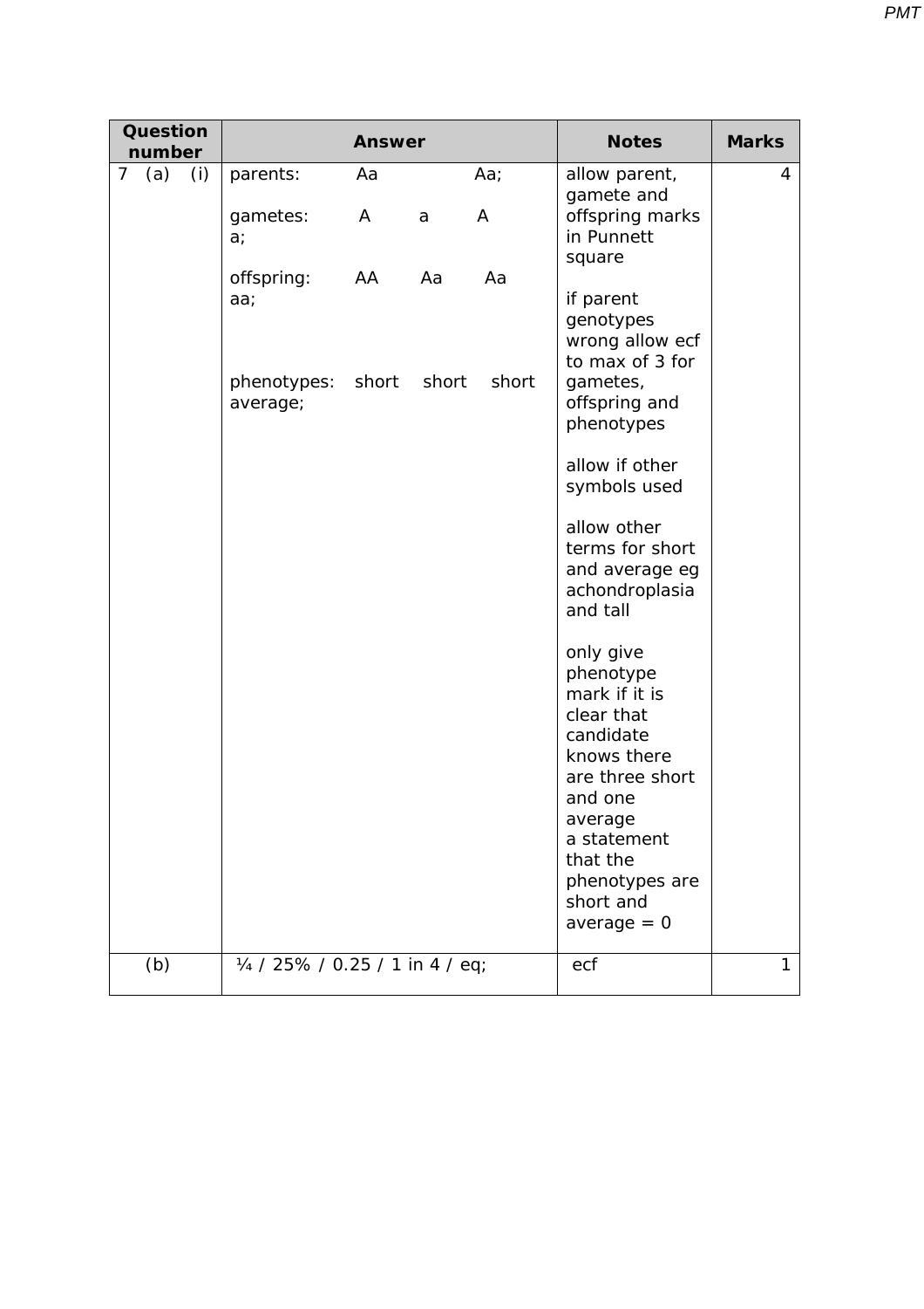| Question number | Answer | Notes | Marks |
| --- | --- | --- | --- |
| 7 (a) (i) | parents: Aa Aa;<br><br>gametes: A a A a;<br><br>offspring: AA Aa Aa aa;<br><br>phenotypes: short short short average; | allow parent, gamete and offspring marks in Punnett square<br><br>if parent genotypes wrong allow ecf to max of 3 for gametes, offspring and phenotypes<br><br>allow if other symbols used<br><br>allow other terms for short and average eg achondroplasia and tall<br><br>only give phenotype mark if it is clear that candidate knows there are three short and one average<br>a statement that the phenotypes are short and average = 0 | 4 |
| (b) | ¼ / 25% / 0.25 / 1 in 4 / eq; | ecf | 1 |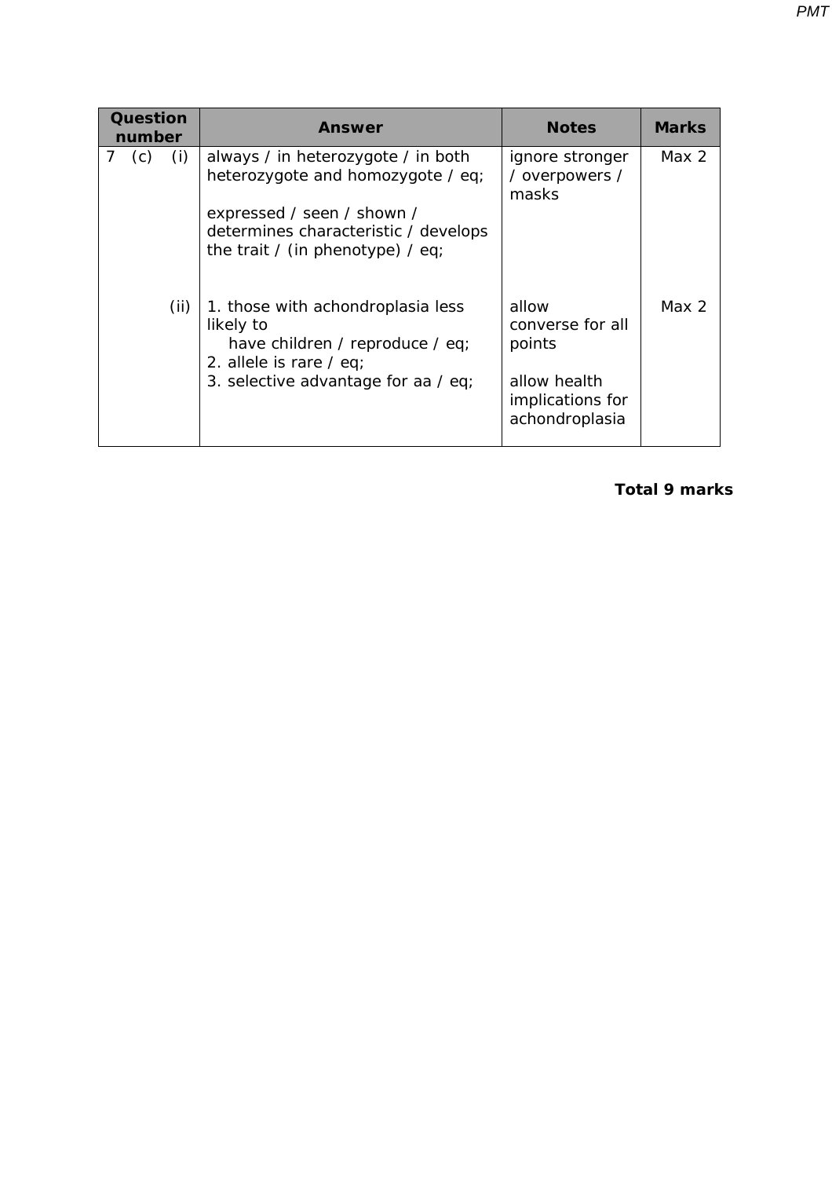| Question number | Answer | Notes | Marks |
|---|---|---|---|
| 7 (c) (i) | always / in heterozygote / in both heterozygote and homozygote / eq;<br><br>expressed / seen / shown / determines characteristic / develops the trait / (in phenotype) / eq; | ignore stronger / overpowers / masks | Max 2 |
| (ii) | 1. those with achondroplasia less likely to have children / reproduce / eq;<br>2. allele is rare / eq;<br>3. selective advantage for aa / eq; | allow converse for all points<br><br>allow health implications for achondroplasia | Max 2 |

**Total 9 marks**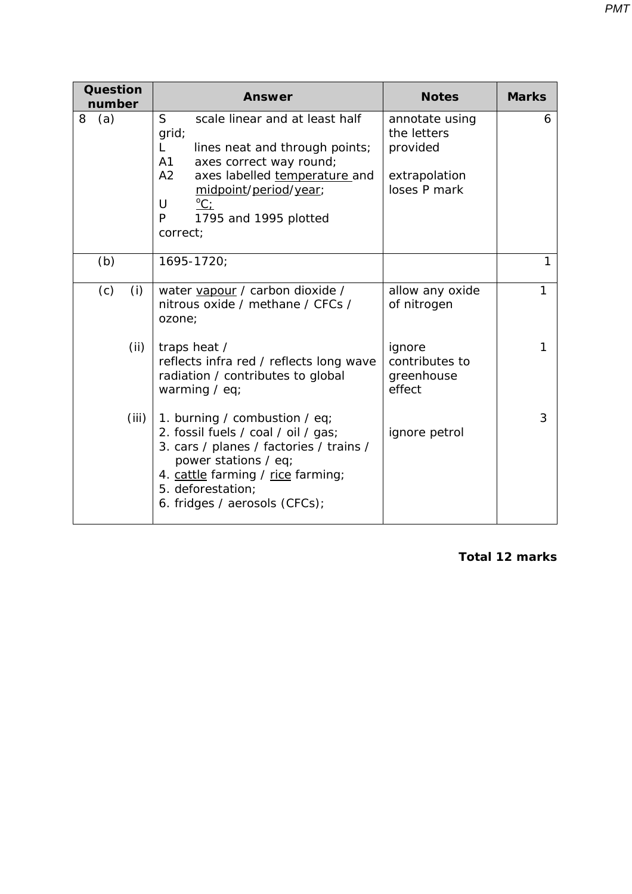| Question number | Answer | Notes | Marks |
|---|---|---|---|
| 8 (a) | S scale linear and at least half grid;<br>L lines neat and through points;<br>A1 axes correct way round;<br>A2 axes labelled temperature and midpoint/period/year;<br>U °C;<br>P 1795 and 1995 plotted correct; | annotate using the letters provided<br><br>extrapolation loses P mark | 6 |
| (b) | 1695-1720; | | 1 |
| (c) (i) | water vapour / carbon dioxide / nitrous oxide / methane / CFCs / ozone; | allow any oxide of nitrogen | 1 |
| (ii) | traps heat /<br>reflects infra red / reflects long wave radiation / contributes to global warming / eq; | ignore contributes to greenhouse effect | 1 |
| (iii) | 1. burning / combustion / eq;<br>2. fossil fuels / coal / oil / gas;<br>3. cars / planes / factories / trains / power stations / eq;<br>4. cattle farming / rice farming;<br>5. deforestation;<br>6. fridges / aerosols (CFCs); | ignore petrol | 3 |

**Total 12 marks**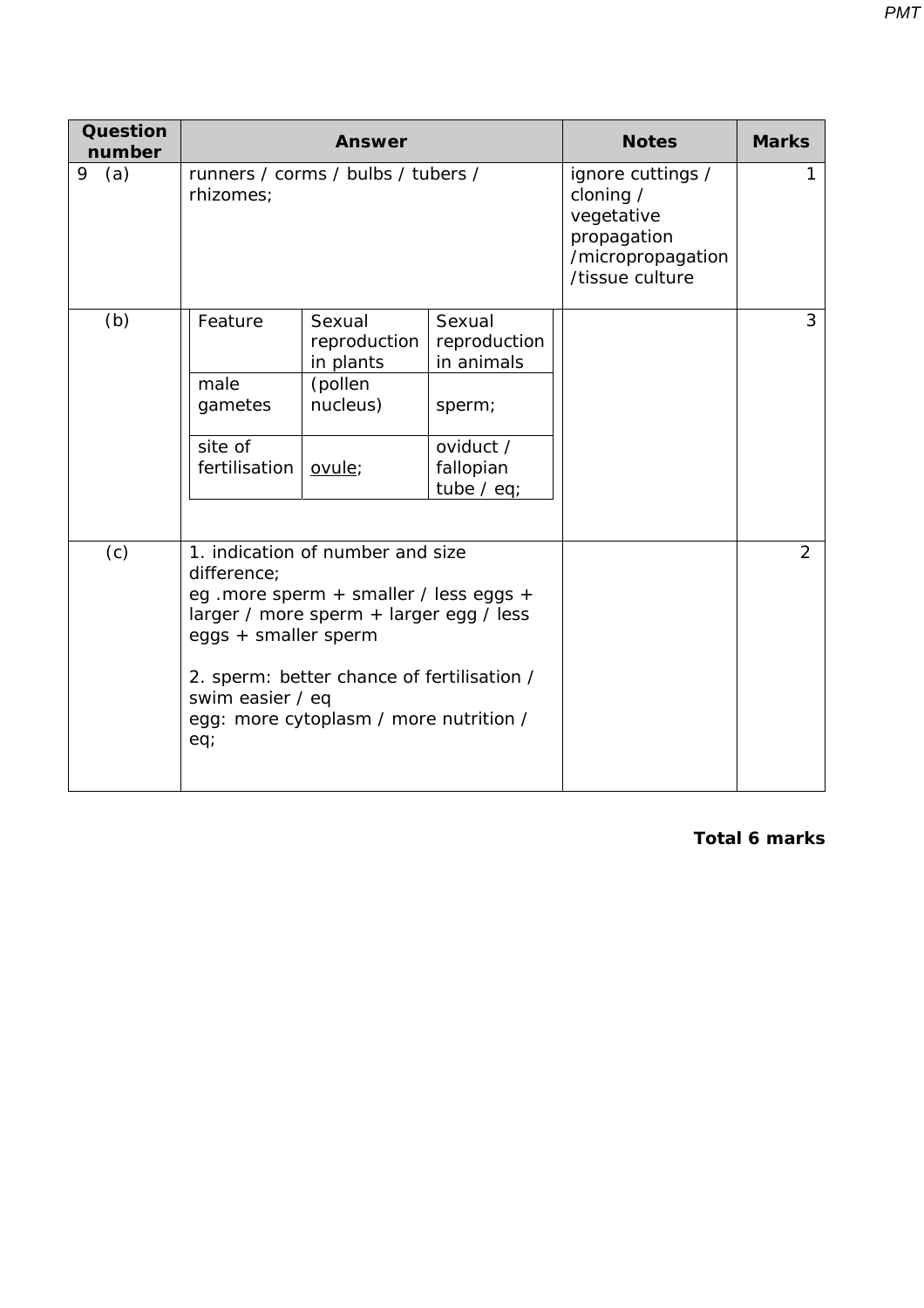| Question number | Answer | Notes | Marks |
|---|---|---|---|
| 9 (a) | runners / corms / bulbs / tubers / rhizomes; | ignore cuttings / cloning / vegetative propagation /micropropagation /tissue culture | 1 |
| (b) | *(see table below)* | | 3 |
| (c) | 1. indication of number and size difference; eg .more sperm + smaller / less eggs + larger / more sperm + larger egg / less eggs + smaller sperm <br><br> 2. sperm: better chance of fertilisation / swim easier / eq <br> egg: more cytoplasm / more nutrition / eq; | | 2 |

Table for 9 (b):

| Feature | Sexual reproduction in plants | Sexual reproduction in animals |
|---|---|---|
| male gametes | (pollen nucleus) | sperm; |
| site of fertilisation | <u>ovule</u>; | oviduct / fallopian tube / eq; |

**Total 6 marks**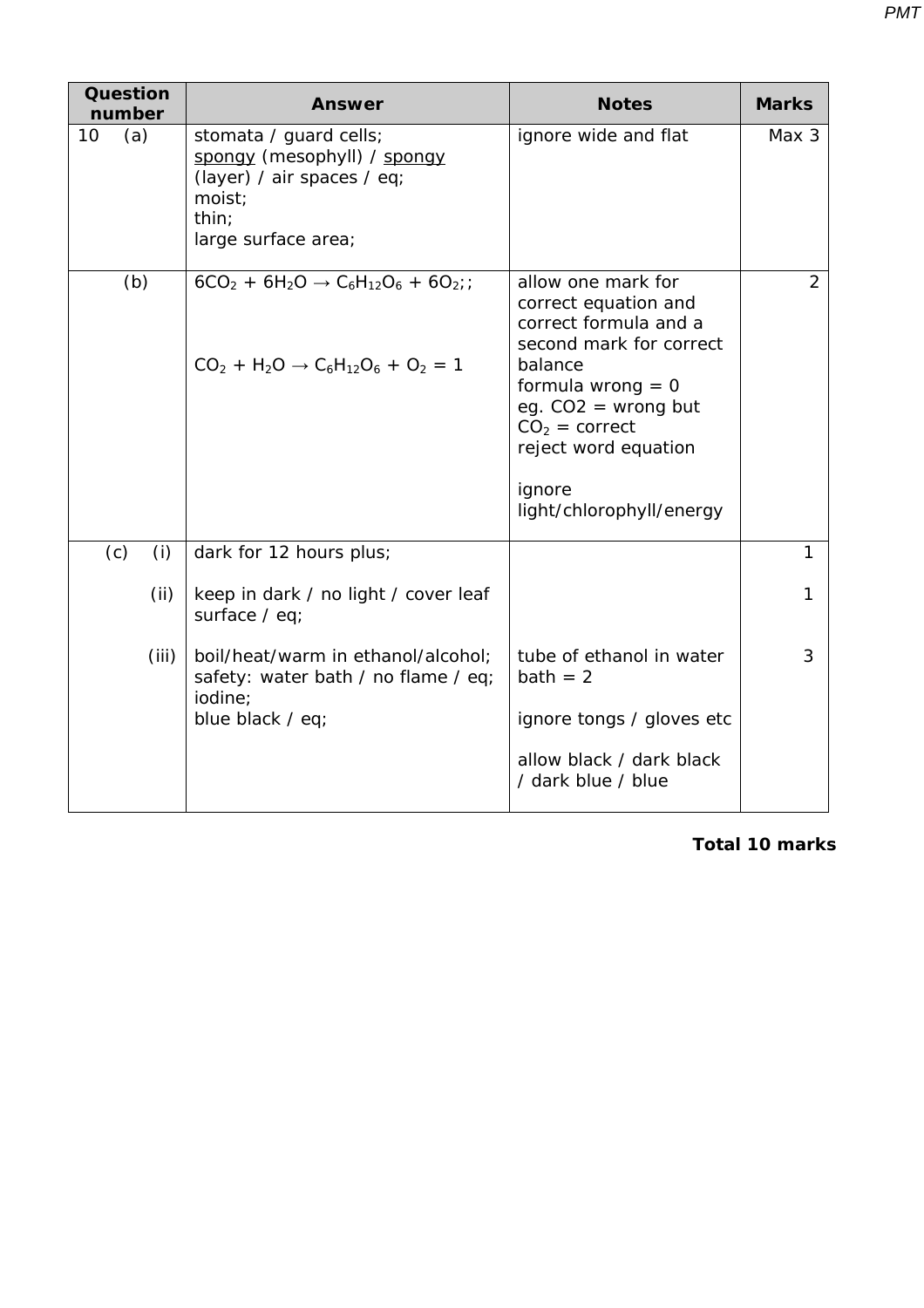| Question number | Answer | Notes | Marks |
|---|---|---|---|
| 10 (a) | stomata / guard cells;<br>spongy (mesophyll) / spongy (layer) / air spaces / eq;<br>moist;<br>thin;<br>large surface area; | ignore wide and flat | Max 3 |
| (b) | $6CO_2 + 6H_2O \rightarrow C_6H_{12}O_6 + 6O_2$;;<br><br>$CO_2 + H_2O \rightarrow C_6H_{12}O_6 + O_2$ = 1 | allow one mark for correct equation and correct formula and a second mark for correct balance<br>formula wrong = 0<br>eg. CO2 = wrong but $CO_2$ = correct<br>reject word equation<br><br>ignore light/chlorophyll/energy | 2 |
| (c) (i) | dark for 12 hours plus; | | 1 |
| (ii) | keep in dark / no light / cover leaf surface / eq; | | 1 |
| (iii) | boil/heat/warm in ethanol/alcohol;<br>safety: water bath / no flame / eq;<br>iodine;<br>blue black / eq; | tube of ethanol in water bath = 2<br><br>ignore tongs / gloves etc<br><br>allow black / dark black / dark blue / blue | 3 |

**Total 10 marks**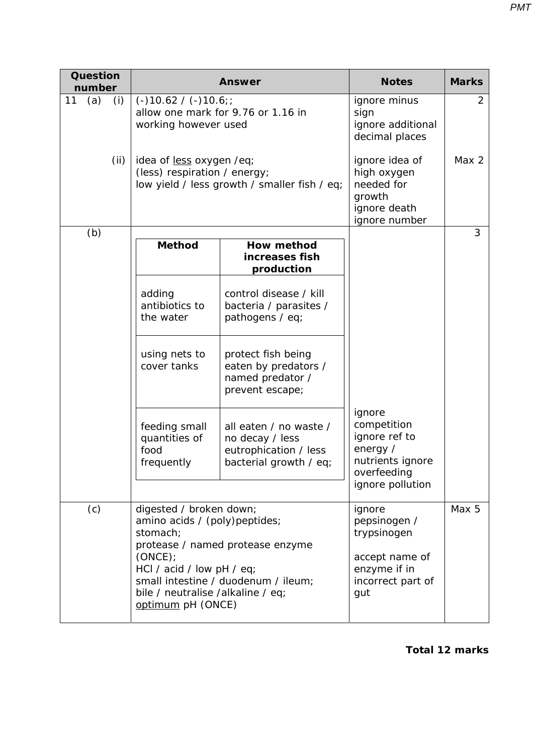| Question number | Answer | Notes | Marks |
|---|---|---|---|
| 11 (a) (i) | (-)10.62 / (-)10.6;;<br>allow one mark for 9.76 or 1.16 in working however used | ignore minus sign<br>ignore additional decimal places | 2 |
| (ii) | idea of less oxygen /eq;<br>(less) respiration / energy;<br>low yield / less growth / smaller fish / eq; | ignore idea of high oxygen needed for growth<br>ignore death<br>ignore number | Max 2 |
| (b) | **Method** — **How method increases fish production**<br>adding antibiotics to the water — control disease / kill bacteria / parasites / pathogens / eq;<br>using nets to cover tanks — protect fish being eaten by predators / named predator / prevent escape;<br>feeding small quantities of food frequently — all eaten / no waste / no decay / less eutrophication / less bacterial growth / eq; | ignore competition<br>ignore ref to energy / nutrients ignore overfeeding<br>ignore pollution | 3 |
| (c) | digested / broken down;<br>amino acids / (poly)peptides;<br>stomach;<br>protease / named protease enzyme (ONCE);<br>HCl / acid / low pH / eq;<br>small intestine / duodenum / ileum;<br>bile / neutralise /alkaline / eq;<br>optimum pH (ONCE) | ignore pepsinogen / trypsinogen<br><br>accept name of enzyme if in incorrect part of gut | Max 5 |

**Total 12 marks**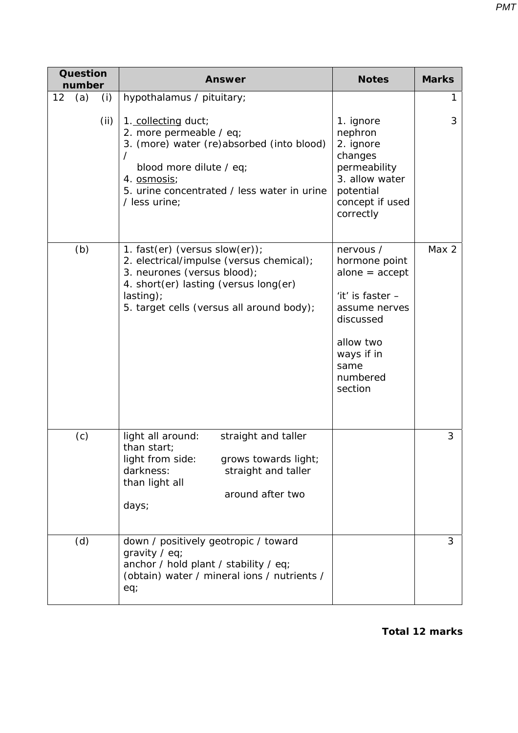| Question number | Answer | Notes | Marks |
|---|---|---|---|
| 12 (a) (i) | hypothalamus / pituitary; | | 1 |
| (ii) | 1. collecting duct;<br>2. more permeable / eq;<br>3. (more) water (re)absorbed (into blood) / blood more dilute / eq;<br>4. osmosis;<br>5. urine concentrated / less water in urine / less urine; | 1. ignore nephron<br>2. ignore changes permeability<br>3. allow water potential concept if used correctly | 3 |
| (b) | 1. fast(er) (versus slow(er));<br>2. electrical/impulse (versus chemical);<br>3. neurones (versus blood);<br>4. short(er) lasting (versus long(er) lasting);<br>5. target cells (versus all around body); | nervous / hormone point alone = accept<br><br>'it' is faster – assume nerves discussed<br><br>allow two ways if in same numbered section | Max 2 |
| (c) | light all around: straight and taller than start;<br>light from side: grows towards light;<br>darkness: straight and taller than light all around after two days; | | 3 |
| (d) | down / positively geotropic / toward gravity / eq;<br>anchor / hold plant / stability / eq;<br>(obtain) water / mineral ions / nutrients / eq; | | 3 |

**Total 12 marks**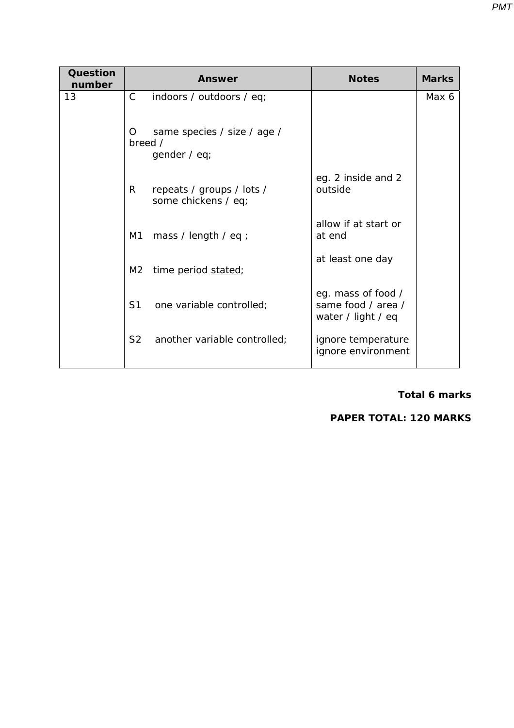| Question number | Answer | Notes | Marks |
|---|---|---|---|
| 13 | C indoors / outdoors / eq;<br><br>O same species / size / age / breed / gender / eq;<br><br>R repeats / groups / lots / some chickens / eq;<br><br>M1 mass / length / eq ;<br><br>M2 time period stated;<br><br>S1 one variable controlled;<br><br>S2 another variable controlled; | eg. 2 inside and 2 outside<br><br>allow if at start or at end<br><br>at least one day<br><br>eg. mass of food / same food / area / water / light / eq<br><br>ignore temperature<br>ignore environment | Max 6 |

**Total 6 marks**

**PAPER TOTAL: 120 MARKS**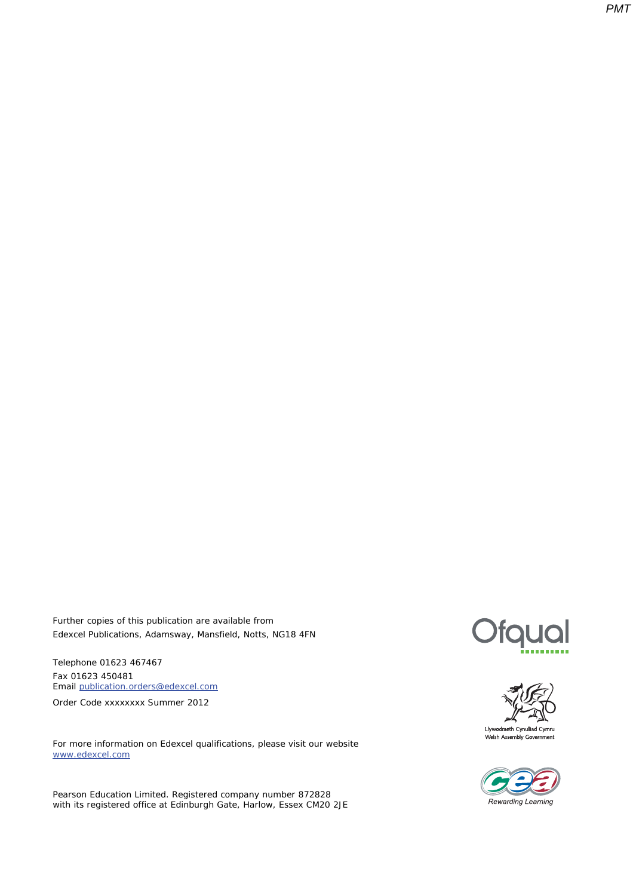Further copies of this publication are available from
Edexcel Publications, Adamsway, Mansfield, Notts, NG18 4FN

Telephone 01623 467467
Fax 01623 450481
Email publication.orders@edexcel.com

Order Code xxxxxxxx Summer 2012

For more information on Edexcel qualifications, please visit our website
www.edexcel.com

Pearson Education Limited. Registered company number 872828
with its registered office at Edinburgh Gate, Harlow, Essex CM20 2JE

Ofqual

Llywodraeth Cynulliad Cymru
Welsh Assembly Government

Rewarding Learning